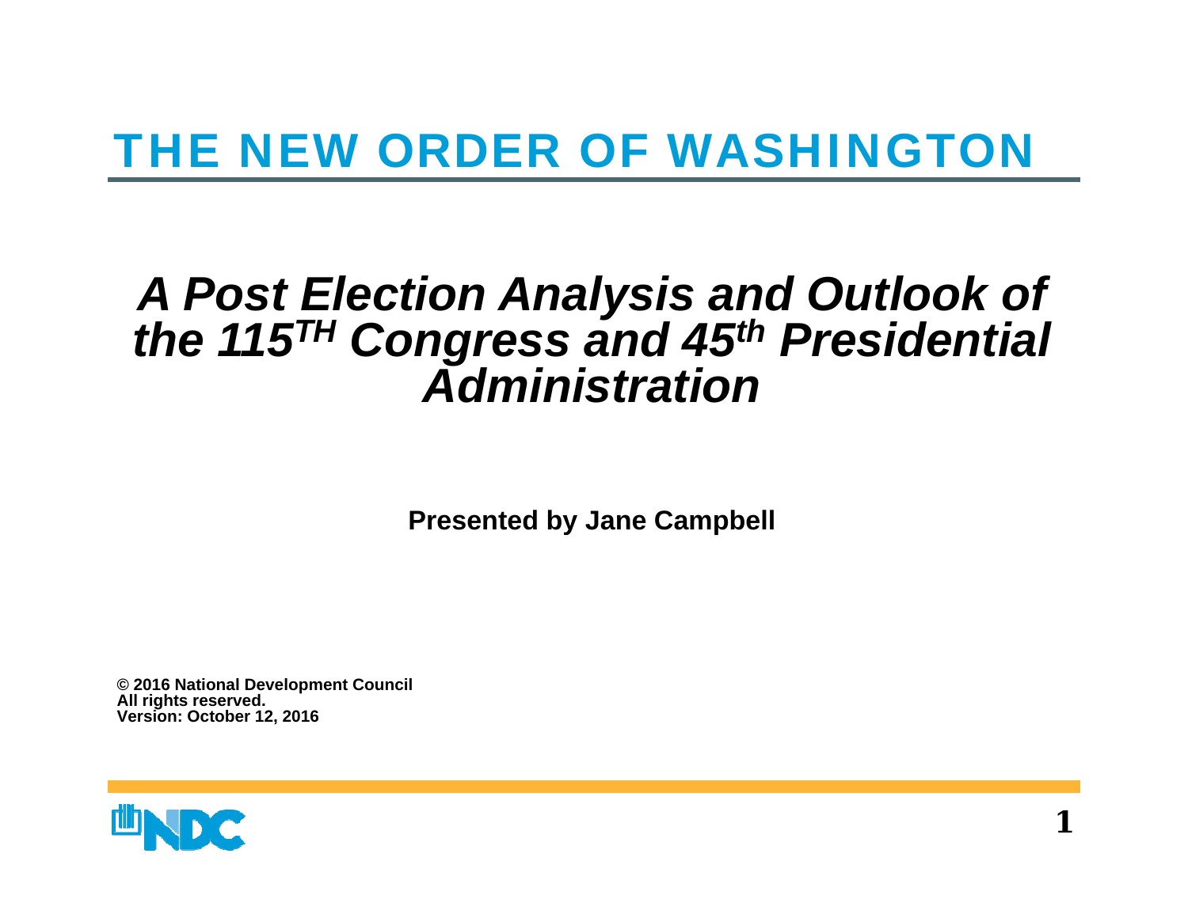# THE NEW ORDER OF WASHINGTON

## *A Post Election Analysis and Outlook of the 115$^{TH}$ Congress and 45$^{th}$ Presidential Administration*

**Presented by Jane Campbell**

**© 2016 National Development Council**
**All rights reserved.**
**Version: October 12, 2016**

NDC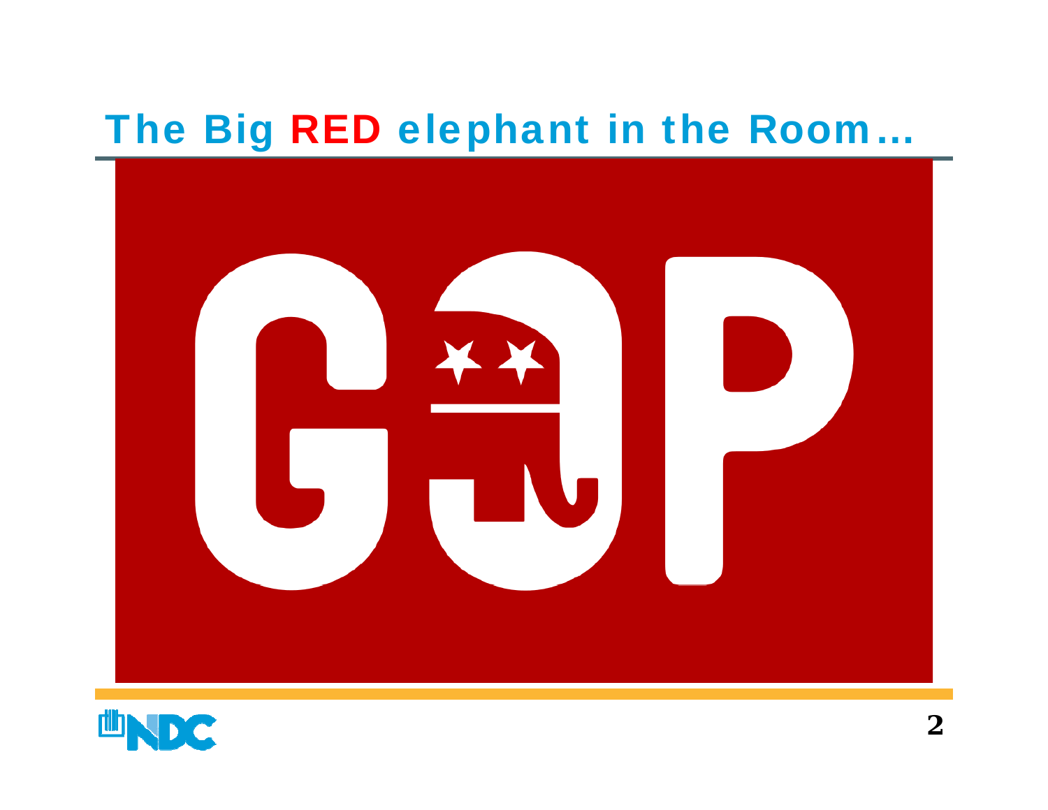# The Big RED elephant in the Room…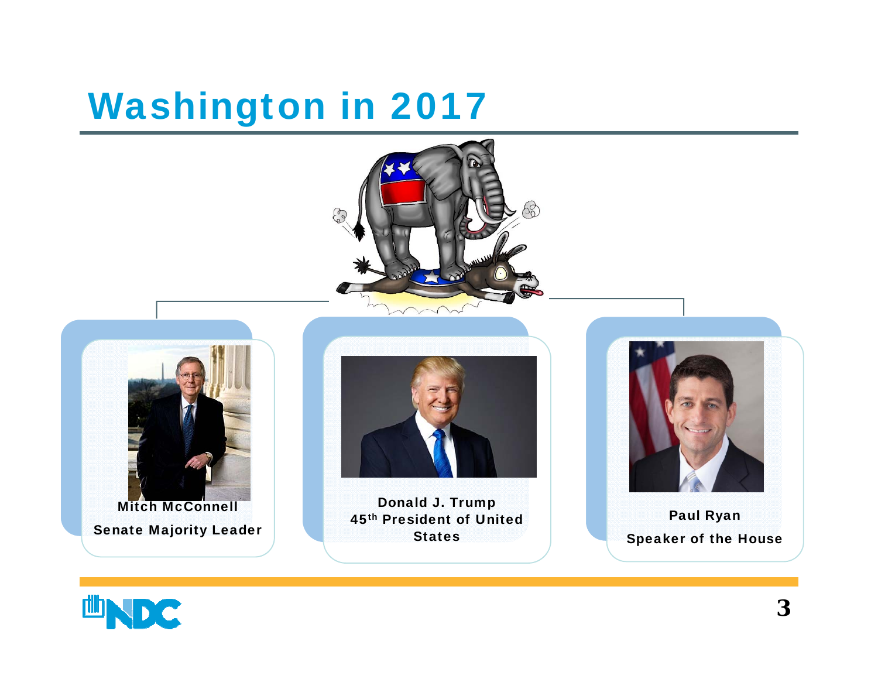# Washington in 2017

**Mitch McConnell**

**Senate Majority Leader**

**Donald J. Trump**

**45th President of United States**

**Paul Ryan**

**Speaker of the House**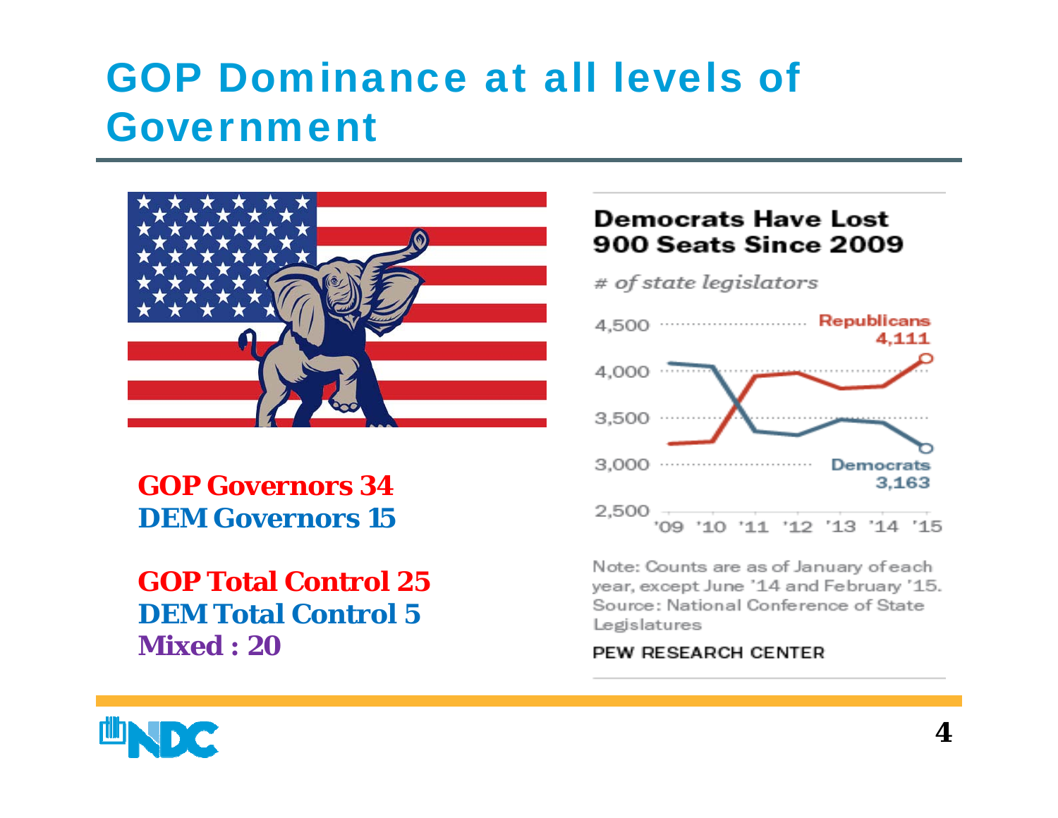# GOP Dominance at all levels of Government

**GOP Governors 34**
**DEM Governors 15**

**GOP Total Control 25**
**DEM Total Control 5**
**Mixed : 20**

**Democrats Have Lost 900 Seats Since 2009**

*# of state legislators*

4,500
4,000
3,500
3,000
2,500

'09 '10 '11 '12 '13 '14 '15

Republicans 4,111

Democrats 3,163

Note: Counts are as of January of each year, except June '14 and February '15.
Source: National Conference of State Legislatures

PEW RESEARCH CENTER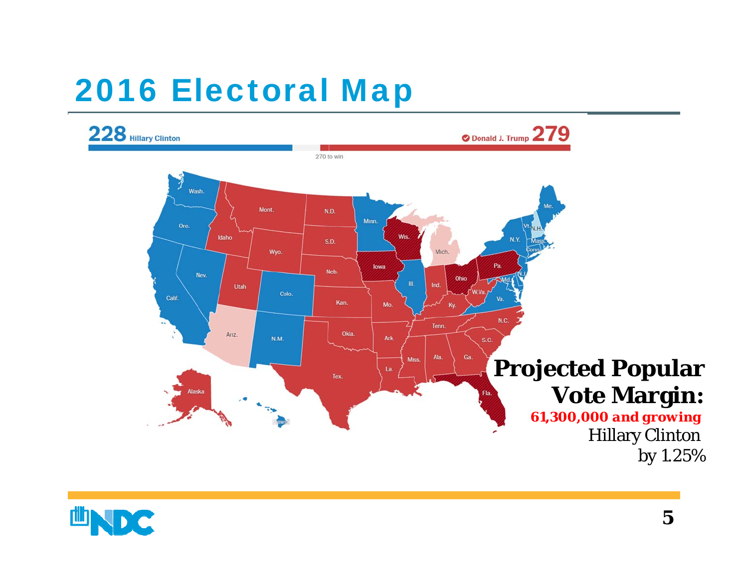# 2016 Electoral Map

228 Hillary Clinton

Donald J. Trump 279

270 to win

Wash. Ore. Calif. Nev. Idaho Mont. Wyo. Utah Colo. Ariz. N.M. N.D. S.D. Neb. Kan. Okla. Tex. Minn. Iowa Mo. Ark. La. Wis. Ill. Mich. Ind. Ohio Ky. Tenn. Miss. Ala. Ga. Fla. S.C. N.C. Va. W.Va. Pa. N.Y. Vt. N.H. Me. Mass. Conn. N.J. Md. Alaska Hawaii

**Projected Popular Vote Margin:**

**61,300,000 and growing**

Hillary Clinton by 1.25%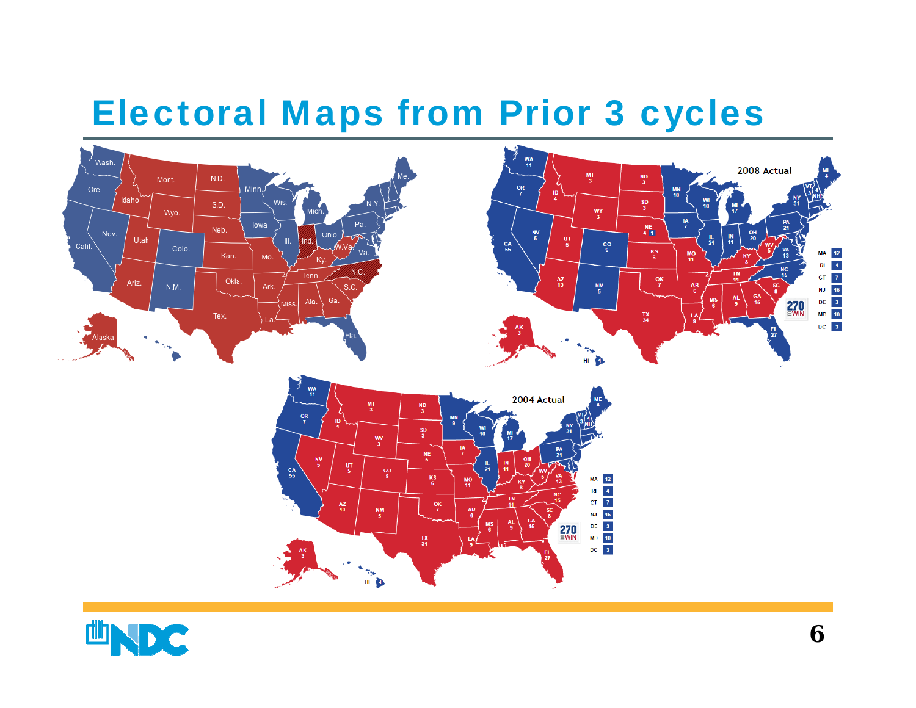# Electoral Maps from Prior 3 cycles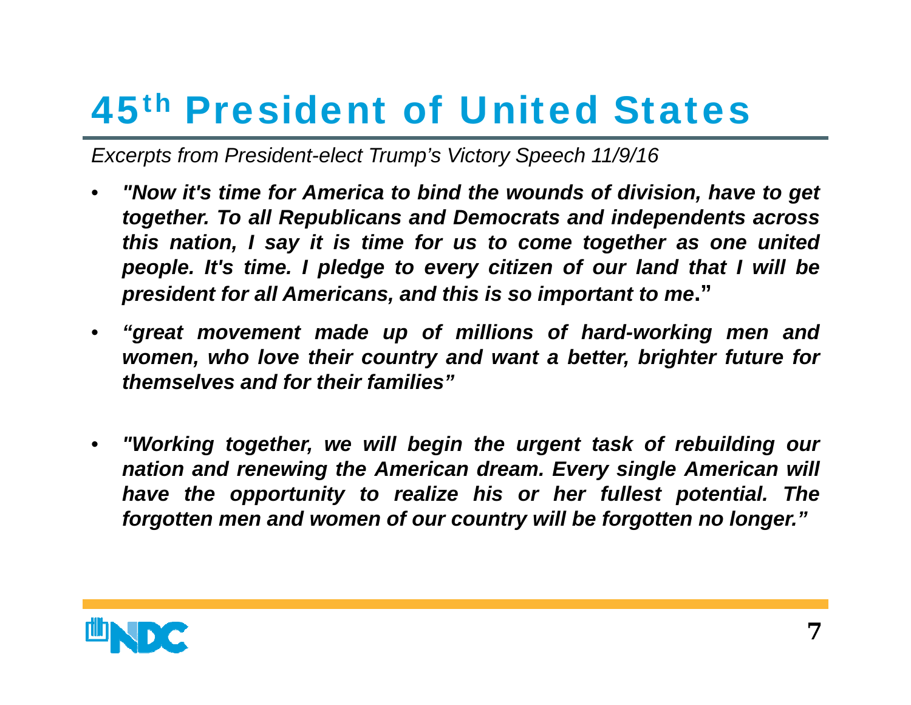# 45th President of United States

*Excerpts from President-elect Trump's Victory Speech 11/9/16*

- ***"Now it's time for America to bind the wounds of division, have to get together. To all Republicans and Democrats and independents across this nation, I say it is time for us to come together as one united people. It's time. I pledge to every citizen of our land that I will be president for all Americans, and this is so important to me."***
- ***"great movement made up of millions of hard-working men and women, who love their country and want a better, brighter future for themselves and for their families"***
- ***"Working together, we will begin the urgent task of rebuilding our nation and renewing the American dream. Every single American will have the opportunity to realize his or her fullest potential. The forgotten men and women of our country will be forgotten no longer."***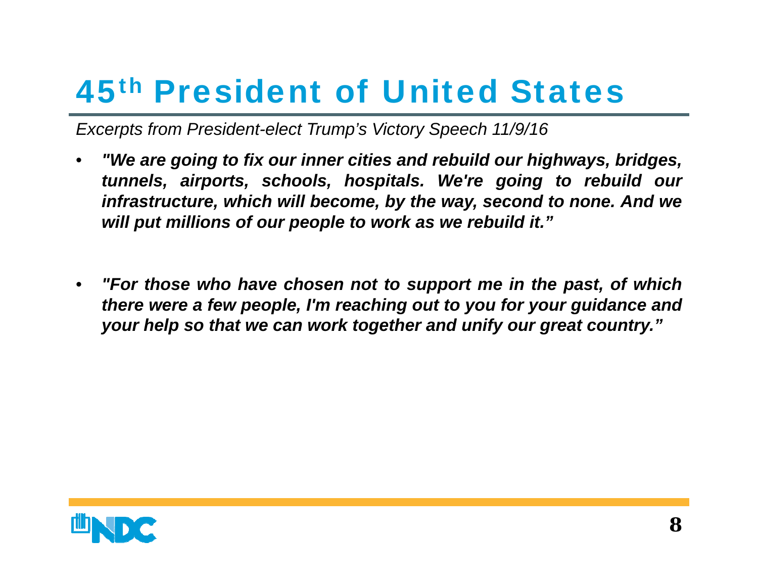# 45th President of United States

*Excerpts from President-elect Trump's Victory Speech 11/9/16*

- ***"We are going to fix our inner cities and rebuild our highways, bridges, tunnels, airports, schools, hospitals. We're going to rebuild our infrastructure, which will become, by the way, second to none. And we will put millions of our people to work as we rebuild it."***

- ***"For those who have chosen not to support me in the past, of which there were a few people, I'm reaching out to you for your guidance and your help so that we can work together and unify our great country."***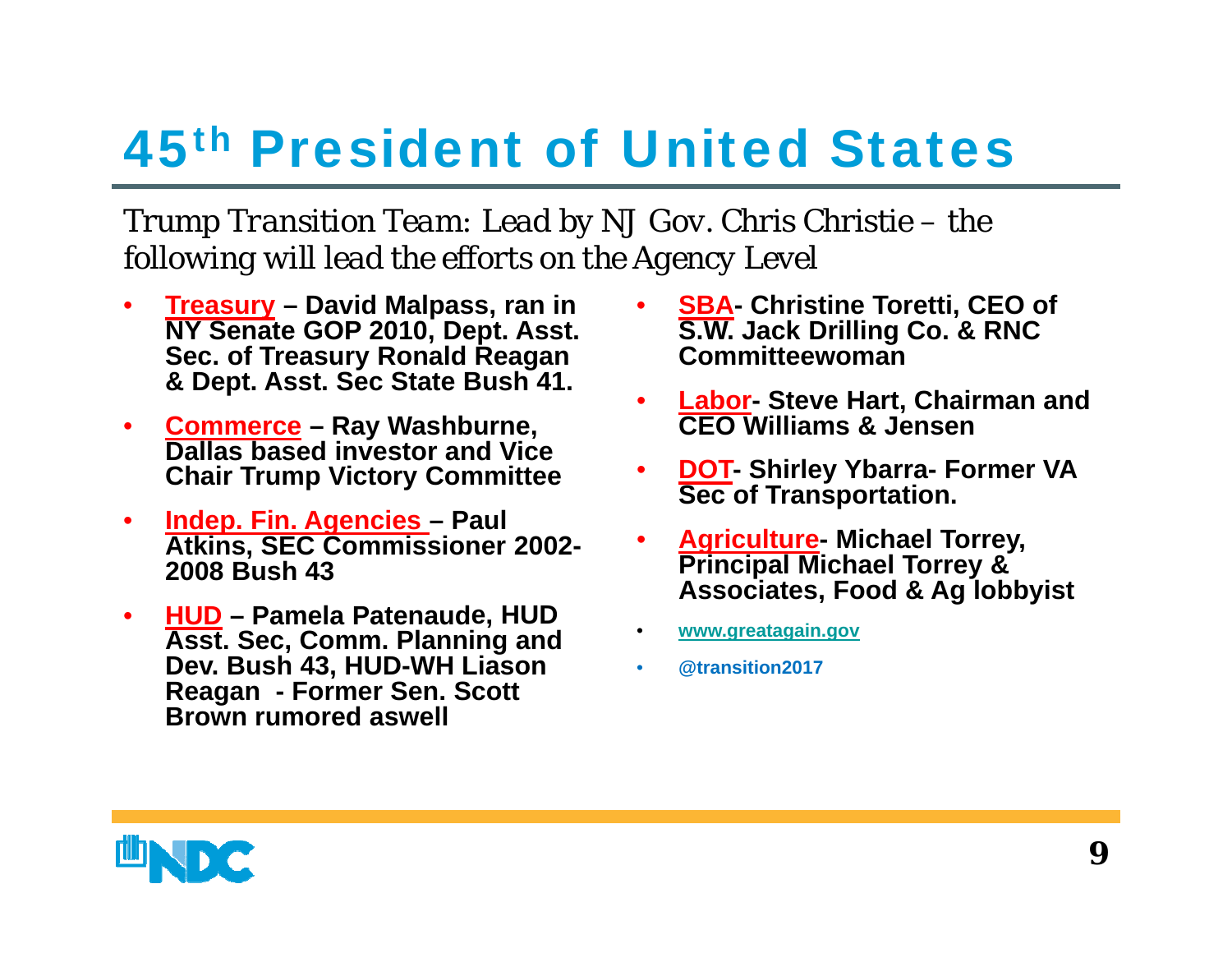# 45th President of United States

*Trump Transition Team: Lead by NJ Gov. Chris Christie – the following will lead the efforts on the Agency Level*

- **Treasury – David Malpass, ran in NY Senate GOP 2010, Dept. Asst. Sec. of Treasury Ronald Reagan & Dept. Asst. Sec State Bush 41.**
- **Commerce – Ray Washburne, Dallas based investor and Vice Chair Trump Victory Committee**
- **Indep. Fin. Agencies – Paul Atkins, SEC Commissioner 2002-2008 Bush 43**
- **HUD – Pamela Patenaude, HUD Asst. Sec, Comm. Planning and Dev. Bush 43, HUD-WH Liason Reagan - Former Sen. Scott Brown rumored aswell**
- **SBA- Christine Toretti, CEO of S.W. Jack Drilling Co. & RNC Committeewoman**
- **Labor- Steve Hart, Chairman and CEO Williams & Jensen**
- **DOT- Shirley Ybarra- Former VA Sec of Transportation.**
- **Agriculture- Michael Torrey, Principal Michael Torrey & Associates, Food & Ag lobbyist**
- **www.greatagain.gov**
- **@transition2017**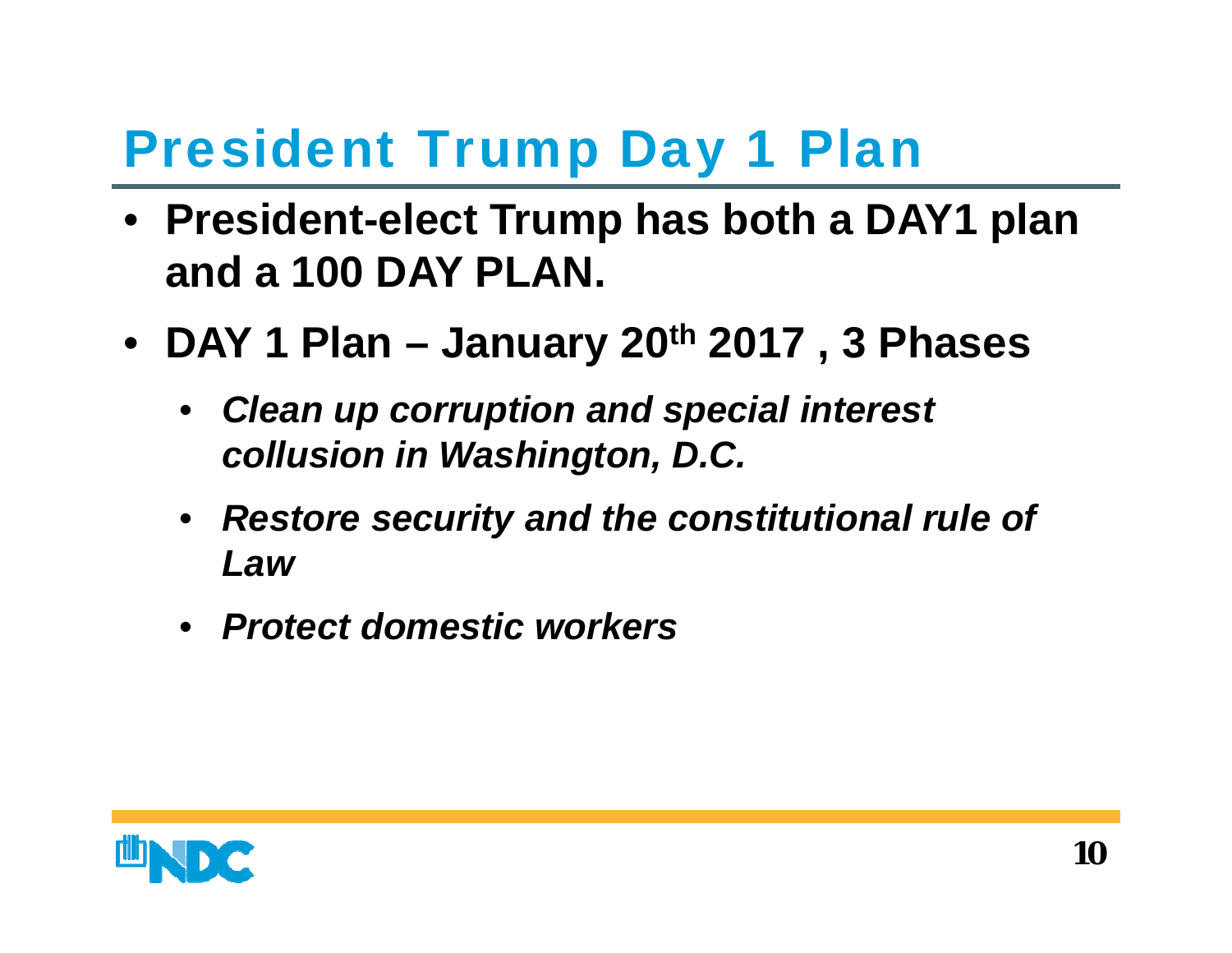# President Trump Day 1 Plan

- **President-elect Trump has both a DAY1 plan and a 100 DAY PLAN.**
- **DAY 1 Plan – January 20th 2017 , 3 Phases**
  - ***Clean up corruption and special interest collusion in Washington, D.C.***
  - ***Restore security and the constitutional rule of Law***
  - ***Protect domestic workers***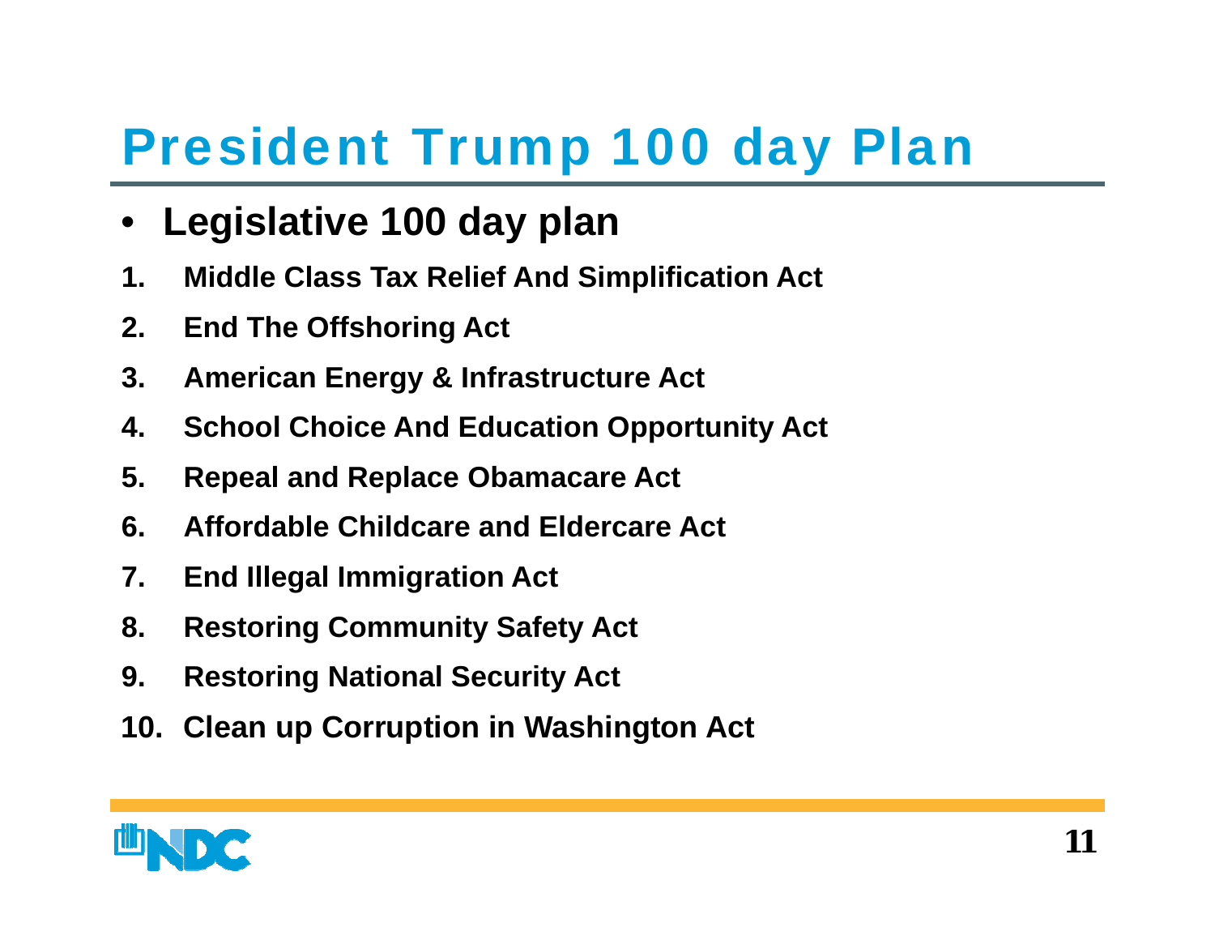# President Trump 100 day Plan

- **Legislative 100 day plan**

1. **Middle Class Tax Relief And Simplification Act**
2. **End The Offshoring Act**
3. **American Energy & Infrastructure Act**
4. **School Choice And Education Opportunity Act**
5. **Repeal and Replace Obamacare Act**
6. **Affordable Childcare and Eldercare Act**
7. **End Illegal Immigration Act**
8. **Restoring Community Safety Act**
9. **Restoring National Security Act**
10. **Clean up Corruption in Washington Act**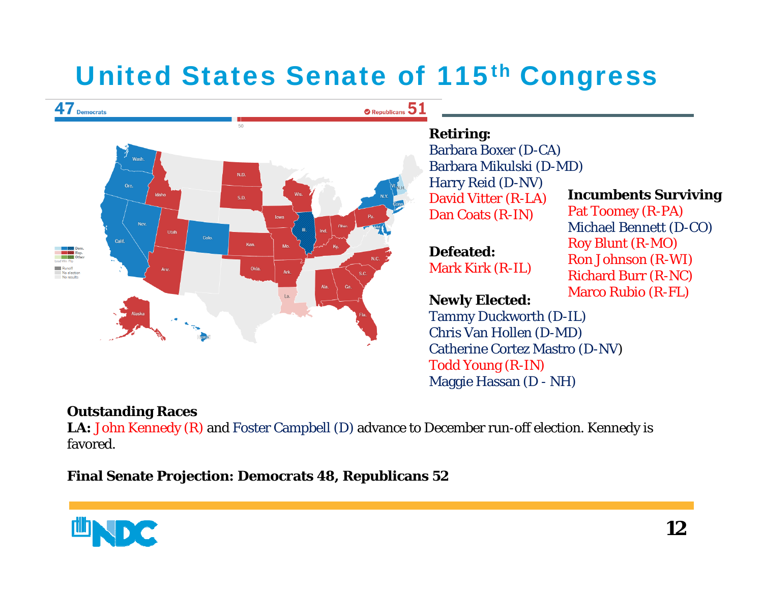# United States Senate of 115th Congress

47 Democrats

Republicans 51

50

Wash.
Ore.
Calif.
Nev.
Idaho
Utah
Ariz.
Colo.
N.D.
S.D.
Kan.
Okla.
Iowa
Mo.
Ark.
La.
Wis.
Ill.
Ind.
Ohio
Ky.
Pa.
N.Y.
Vt.
N.H.
Conn.
Md.
N.C.
S.C.
Ala.
Ga.
Fla.
Alaska
Hawaii

Dem.
Rep.
Other
Lead Win Flip
Runoff
No election
No results

**Retiring:**
Barbara Boxer (D-CA)
Barbara Mikulski (D-MD)
Harry Reid (D-NV)
David Vitter (R-LA)
Dan Coats (R-IN)

**Defeated:**
Mark Kirk (R-IL)

**Newly Elected:**
Tammy Duckworth (D-IL)
Chris Van Hollen (D-MD)
Catherine Cortez Mastro (D-NV)
Todd Young (R-IN)
Maggie Hassan (D - NH)

**Incumbents Surviving**
Pat Toomey (R-PA)
Michael Bennett (D-CO)
Roy Blunt (R-MO)
Ron Johnson (R-WI)
Richard Burr (R-NC)
Marco Rubio (R-FL)

**Outstanding Races**
**LA:** John Kennedy (R) and Foster Campbell (D) advance to December run-off election. Kennedy is favored.

**Final Senate Projection: Democrats 48, Republicans 52**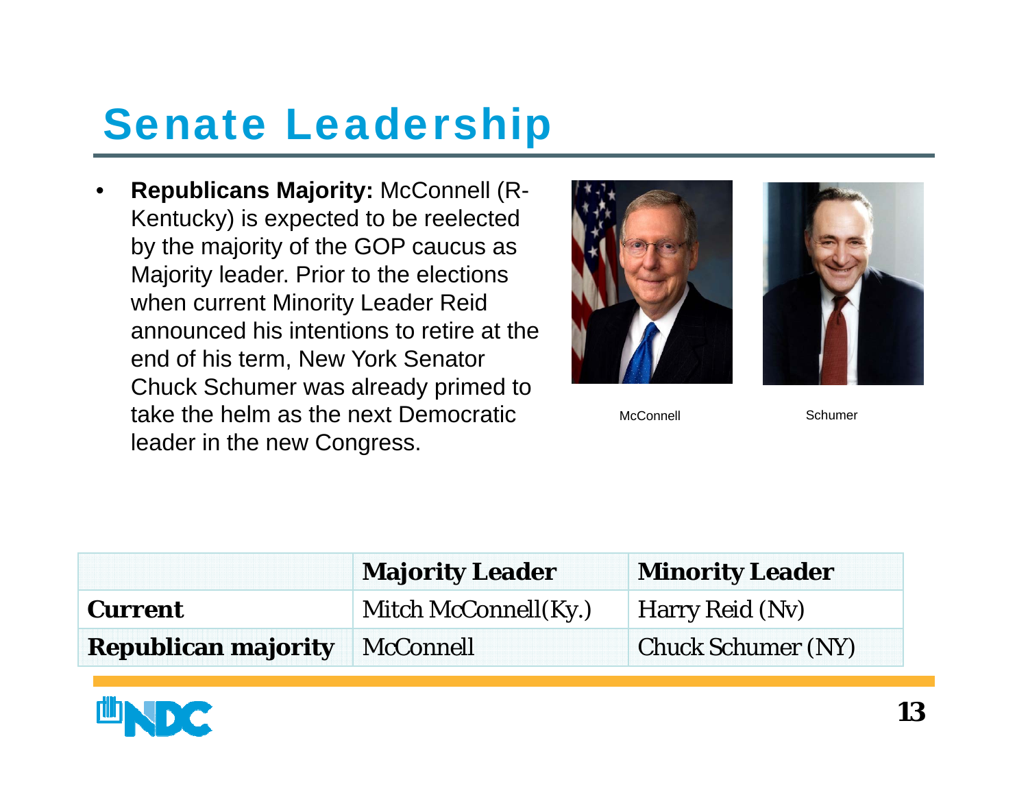# Senate Leadership

- **Republicans Majority:** McConnell (R-Kentucky) is expected to be reelected by the majority of the GOP caucus as Majority leader. Prior to the elections when current Minority Leader Reid announced his intentions to retire at the end of his term, New York Senator Chuck Schumer was already primed to take the helm as the next Democratic leader in the new Congress.

McConnell

Schumer

| | Majority Leader | Minority Leader |
|---|---|---|
| **Current** | Mitch McConnell(Ky.) | Harry Reid (Nv) |
| **Republican majority** | McConnell | Chuck Schumer (NY) |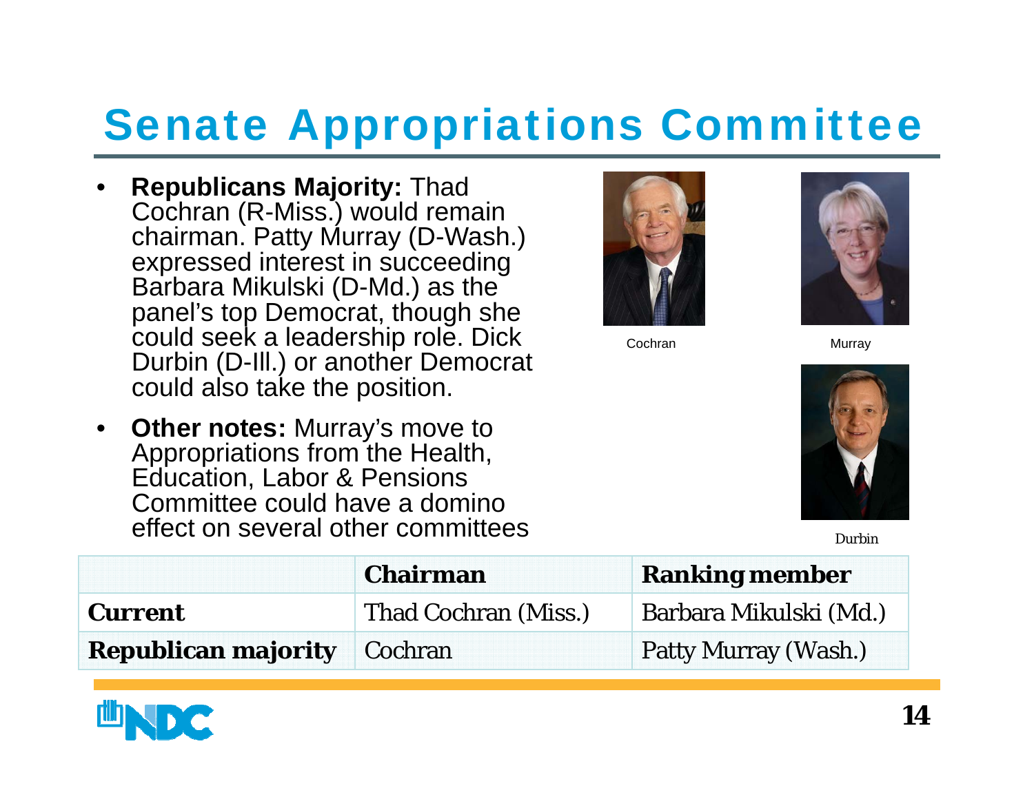# Senate Appropriations Committee

- **Republicans Majority:** Thad Cochran (R-Miss.) would remain chairman. Patty Murray (D-Wash.) expressed interest in succeeding Barbara Mikulski (D-Md.) as the panel's top Democrat, though she could seek a leadership role. Dick Durbin (D-Ill.) or another Democrat could also take the position.
- **Other notes:** Murray's move to Appropriations from the Health, Education, Labor & Pensions Committee could have a domino effect on several other committees

Cochran

Murray

Durbin

| | Chairman | Ranking member |
|---|---|---|
| **Current** | Thad Cochran (Miss.) | Barbara Mikulski (Md.) |
| **Republican majority** | Cochran | Patty Murray (Wash.) |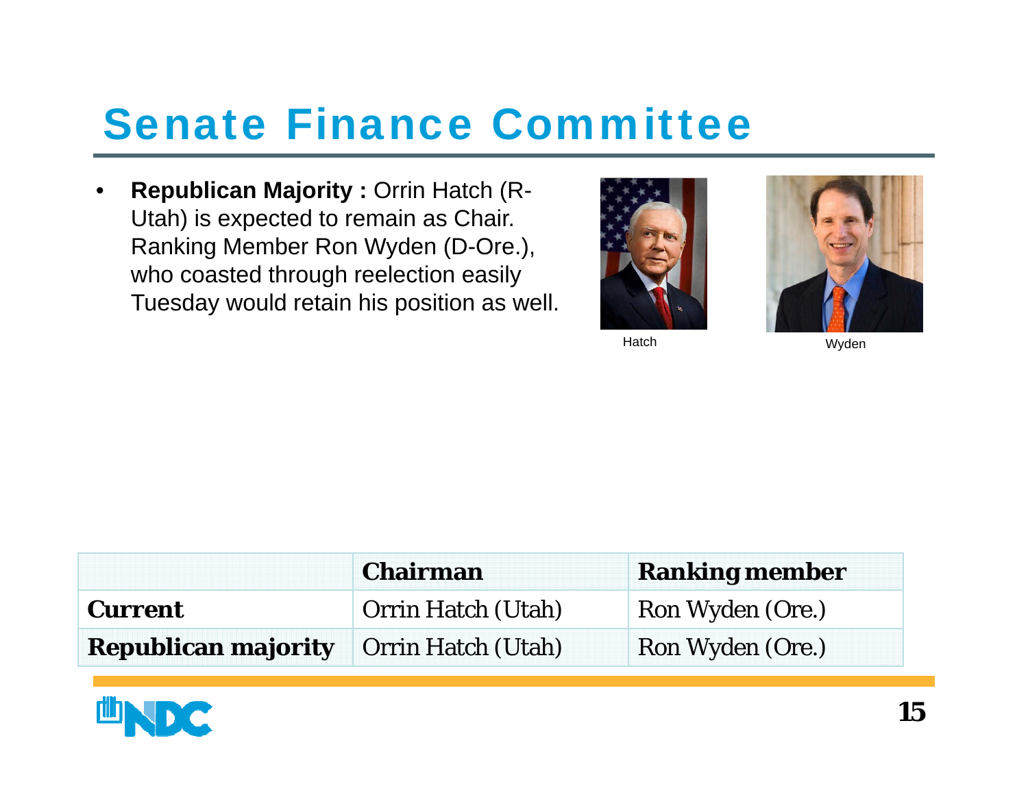# Senate Finance Committee

- **Republican Majority :** Orrin Hatch (R-Utah) is expected to remain as Chair. Ranking Member Ron Wyden (D-Ore.), who coasted through reelection easily Tuesday would retain his position as well.

Hatch

Wyden

| | Chairman | Ranking member |
|---|---|---|
| **Current** | Orrin Hatch (Utah) | Ron Wyden (Ore.) |
| **Republican majority** | Orrin Hatch (Utah) | Ron Wyden (Ore.) |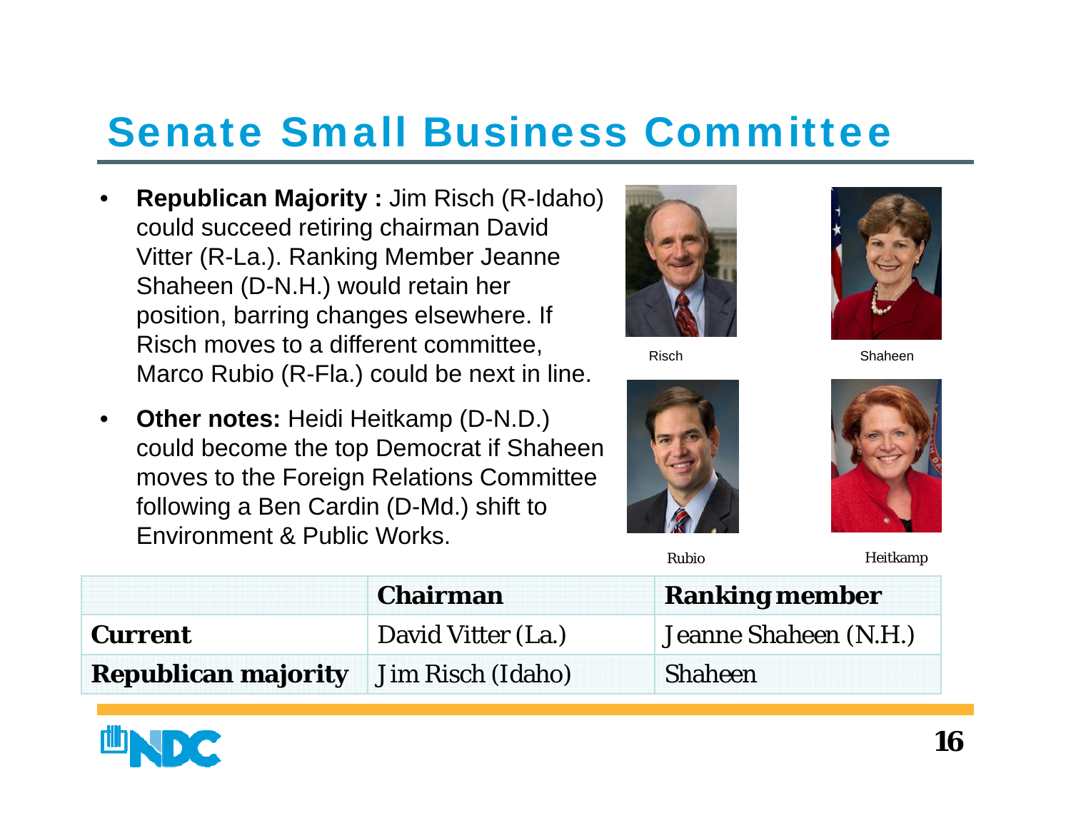# Senate Small Business Committee

- **Republican Majority :** Jim Risch (R-Idaho) could succeed retiring chairman David Vitter (R-La.). Ranking Member Jeanne Shaheen (D-N.H.) would retain her position, barring changes elsewhere. If Risch moves to a different committee, Marco Rubio (R-Fla.) could be next in line.
- **Other notes:** Heidi Heitkamp (D-N.D.) could become the top Democrat if Shaheen moves to the Foreign Relations Committee following a Ben Cardin (D-Md.) shift to Environment & Public Works.

Risch

Shaheen

Rubio

Heitkamp

| | Chairman | Ranking member |
|---|---|---|
| **Current** | David Vitter (La.) | Jeanne Shaheen (N.H.) |
| **Republican majority** | Jim Risch (Idaho) | Shaheen |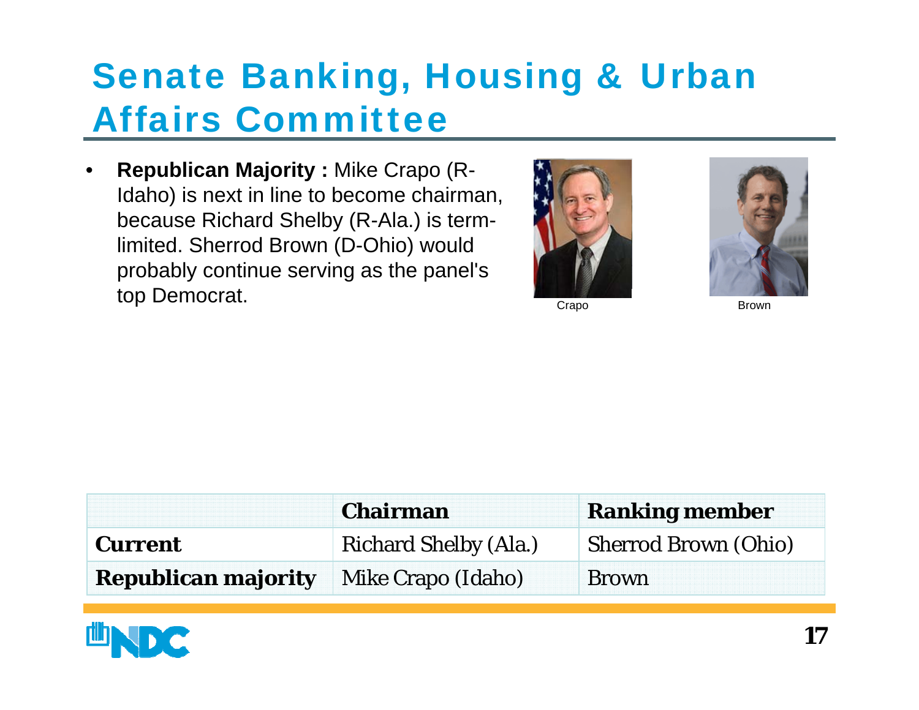# Senate Banking, Housing & Urban Affairs Committee

- **Republican Majority :** Mike Crapo (R-Idaho) is next in line to become chairman, because Richard Shelby (R-Ala.) is term-limited. Sherrod Brown (D-Ohio) would probably continue serving as the panel's top Democrat.

Crapo

Brown

| | Chairman | Ranking member |
|---|---|---|
| **Current** | Richard Shelby (Ala.) | Sherrod Brown (Ohio) |
| **Republican majority** | Mike Crapo (Idaho) | Brown |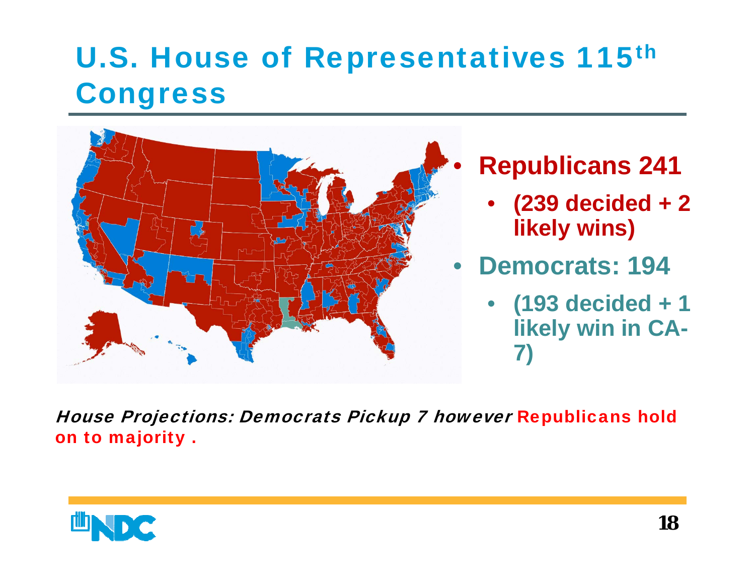# U.S. House of Representatives 115th Congress

- **Republicans 241**
  - **(239 decided + 2 likely wins)**
- **Democrats: 194**
  - **(193 decided + 1 likely win in CA-7)**

*House Projections: Democrats Pickup 7 however* Republicans hold on to majority .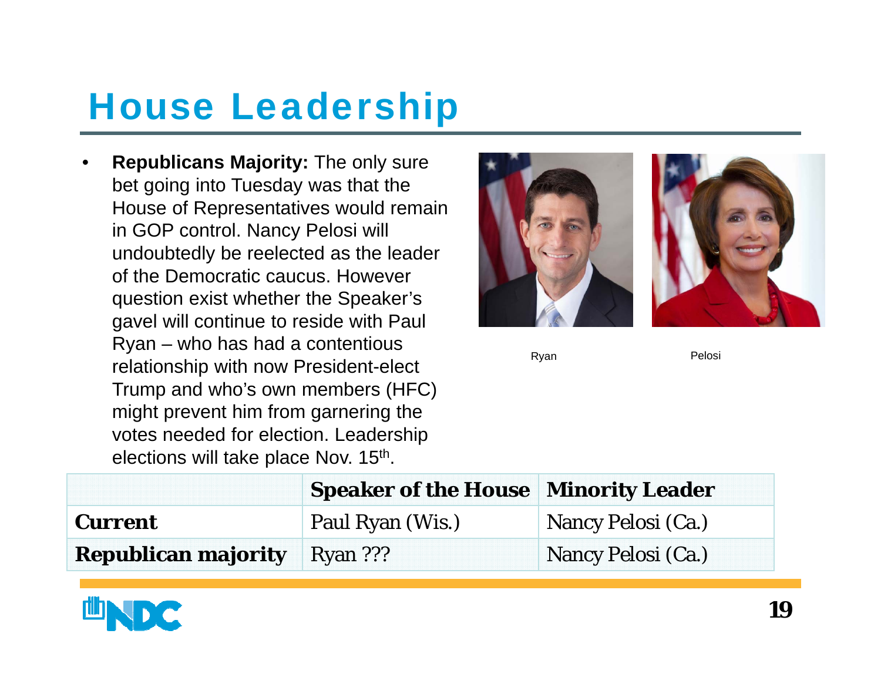# House Leadership

- **Republicans Majority:** The only sure bet going into Tuesday was that the House of Representatives would remain in GOP control. Nancy Pelosi will undoubtedly be reelected as the leader of the Democratic caucus. However question exist whether the Speaker's gavel will continue to reside with Paul Ryan – who has had a contentious relationship with now President-elect Trump and who's own members (HFC) might prevent him from garnering the votes needed for election. Leadership elections will take place Nov. 15th.

Ryan

Pelosi

| | Speaker of the House | Minority Leader |
|---|---|---|
| **Current** | Paul Ryan (Wis.) | Nancy Pelosi (Ca.) |
| **Republican majority** | Ryan ??? | Nancy Pelosi (Ca.) |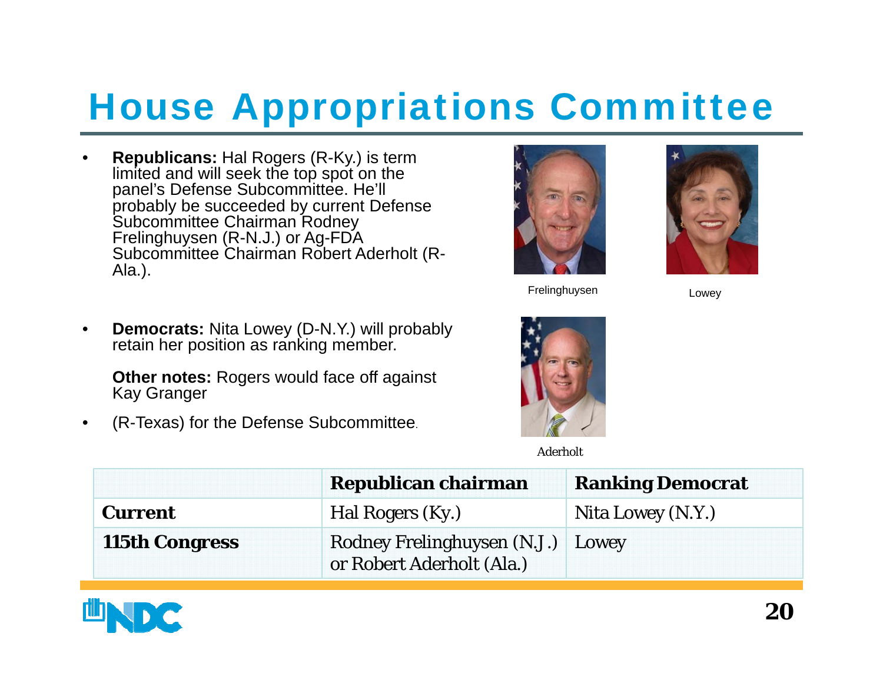# House Appropriations Committee

- **Republicans:** Hal Rogers (R-Ky.) is term limited and will seek the top spot on the panel's Defense Subcommittee. He'll probably be succeeded by current Defense Subcommittee Chairman Rodney Frelinghuysen (R-N.J.) or Ag-FDA Subcommittee Chairman Robert Aderholt (R-Ala.).

- **Democrats:** Nita Lowey (D-N.Y.) will probably retain her position as ranking member.

  **Other notes:** Rogers would face off against Kay Granger

- (R-Texas) for the Defense Subcommittee.

Frelinghuysen

Lowey

Aderholt

| | Republican chairman | Ranking Democrat |
|---|---|---|
| **Current** | Hal Rogers (Ky.) | Nita Lowey (N.Y.) |
| **115th Congress** | Rodney Frelinghuysen (N.J.) or Robert Aderholt (Ala.) | Lowey |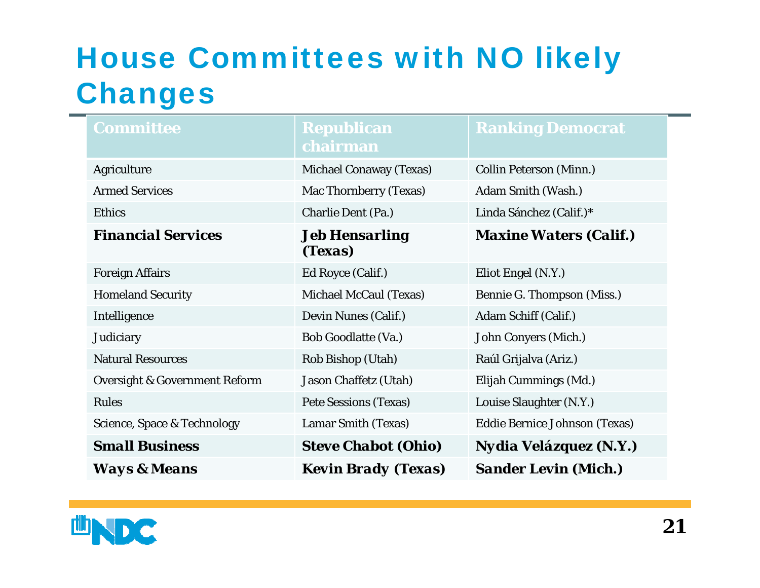# House Committees with NO likely Changes

| Committee | Republican chairman | Ranking Democrat |
|---|---|---|
| Agriculture | Michael Conaway (Texas) | Collin Peterson (Minn.) |
| Armed Services | Mac Thornberry (Texas) | Adam Smith (Wash.) |
| Ethics | Charlie Dent (Pa.) | Linda Sánchez (Calif.)* |
| **Financial Services** | **Jeb Hensarling (Texas)** | **Maxine Waters (Calif.)** |
| Foreign Affairs | Ed Royce (Calif.) | Eliot Engel (N.Y.) |
| Homeland Security | Michael McCaul (Texas) | Bennie G. Thompson (Miss.) |
| Intelligence | Devin Nunes (Calif.) | Adam Schiff (Calif.) |
| Judiciary | Bob Goodlatte (Va.) | John Conyers (Mich.) |
| Natural Resources | Rob Bishop (Utah) | Raúl Grijalva (Ariz.) |
| Oversight & Government Reform | Jason Chaffetz (Utah) | Elijah Cummings (Md.) |
| Rules | Pete Sessions (Texas) | Louise Slaughter (N.Y.) |
| Science, Space & Technology | Lamar Smith (Texas) | Eddie Bernice Johnson (Texas) |
| **Small Business** | **Steve Chabot (Ohio)** | **Nydia Velázquez (N.Y.)** |
| **Ways & Means** | **Kevin Brady (Texas)** | **Sander Levin (Mich.)** |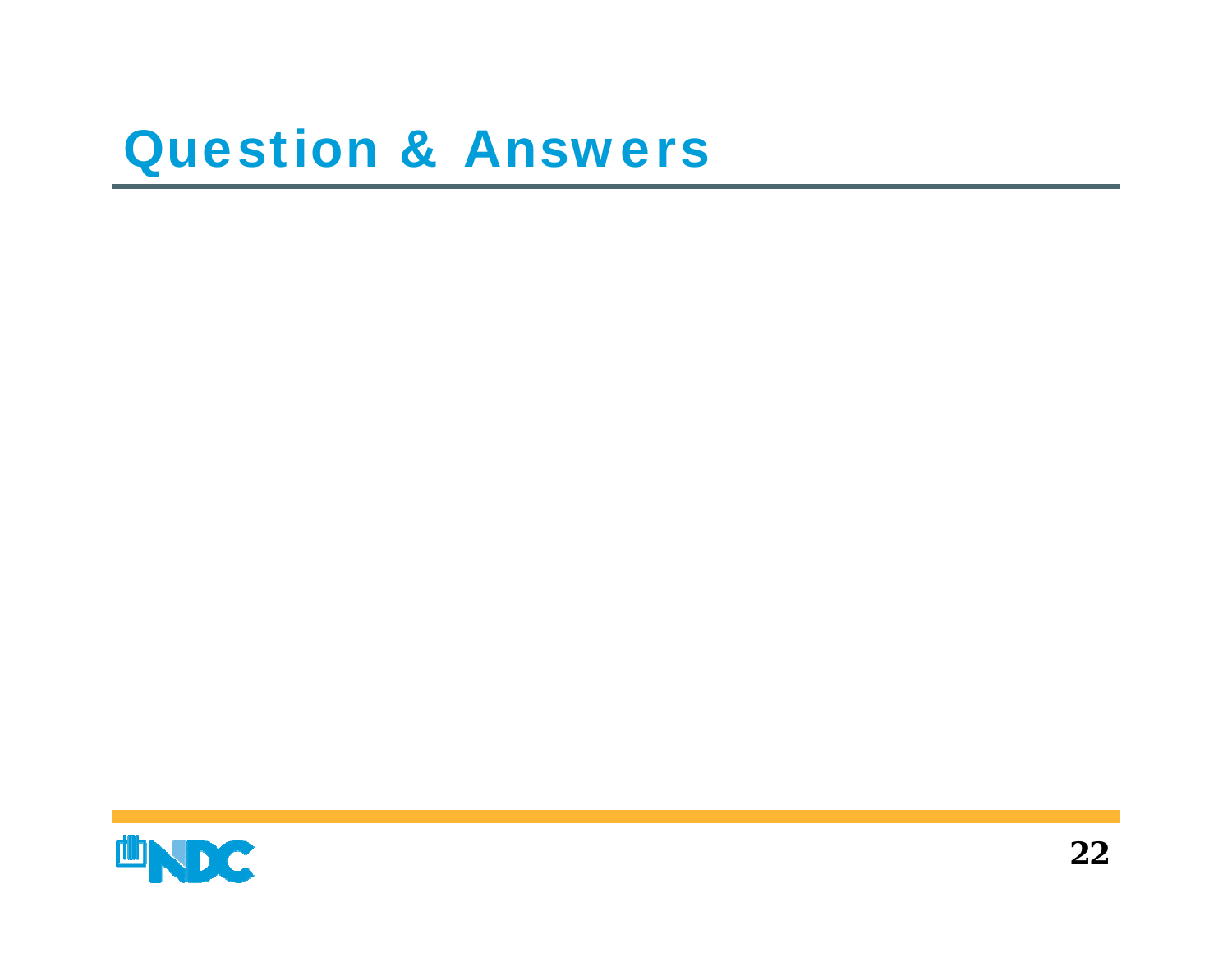# Question & Answers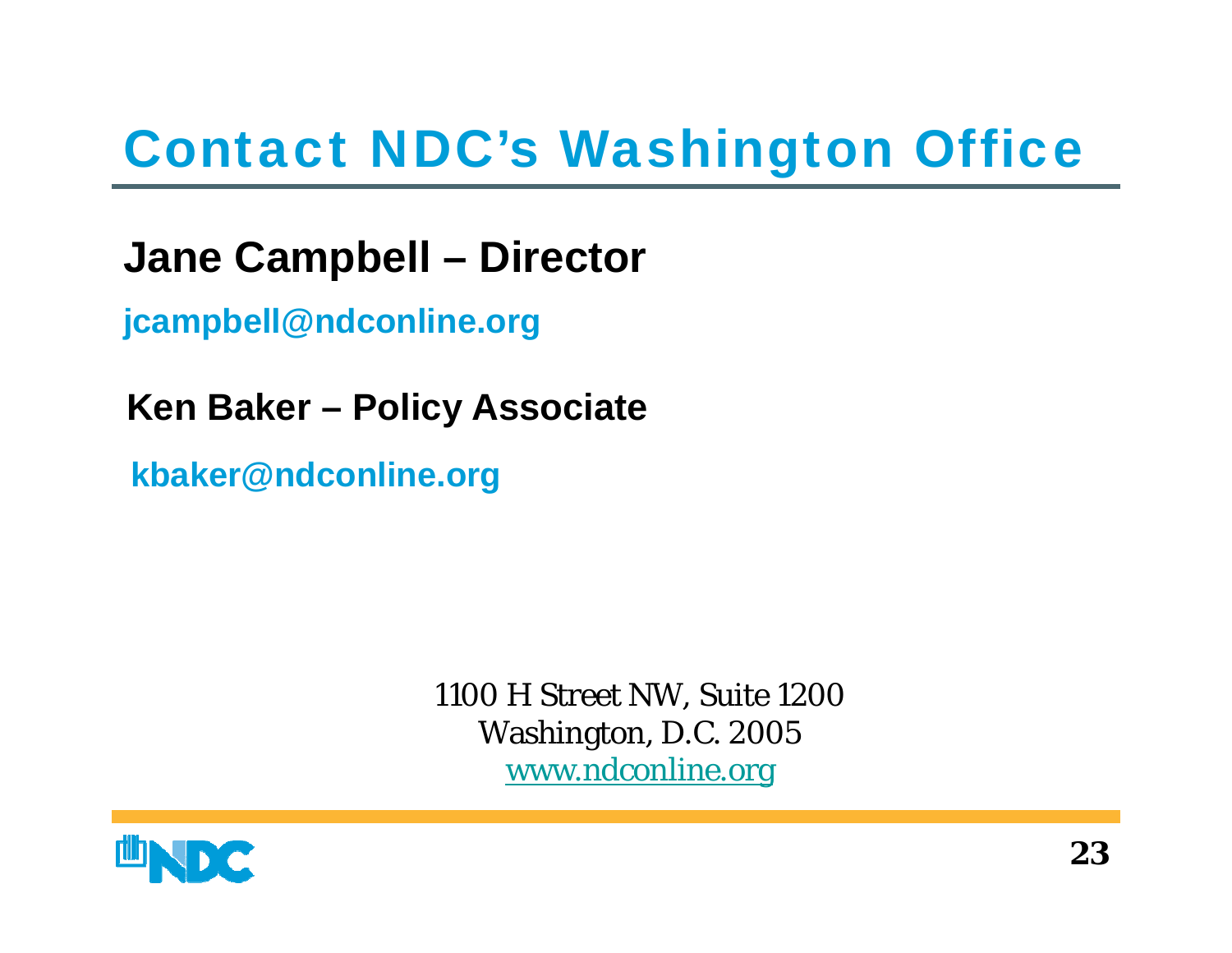# Contact NDC's Washington Office

**Jane Campbell – Director**

**jcampbell@ndconline.org**

**Ken Baker – Policy Associate**

**kbaker@ndconline.org**

*1100 H Street NW, Suite 1200*
*Washington, D.C. 2005*
*www.ndconline.org*